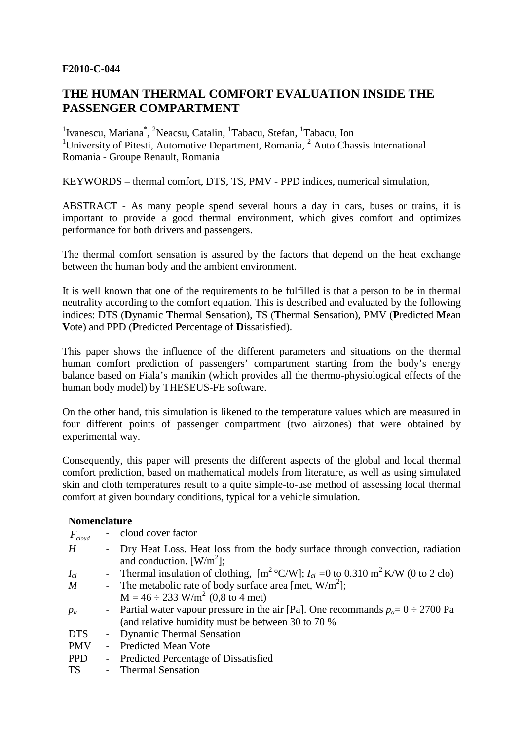**F2010-C-044**

# THE HUMAN THERMAL COMFORT EVALUATION INSIDE THE PASSENGER COMPARTMENT

[1]Ivanescu, Mariana*, [2]Neacsu, Catalin, [1]Tabacu, Stefan, [1]Tabacu, Ion
[1]University of Pitesti, Automotive Department, Romania, [2] Auto Chassis International Romania - Groupe Renault, Romania

KEYWORDS – thermal comfort, DTS, TS, PMV - PPD indices, numerical simulation,

ABSTRACT - As many people spend several hours a day in cars, buses or trains, it is important to provide a good thermal environment, which gives comfort and optimizes performance for both drivers and passengers.

The thermal comfort sensation is assured by the factors that depend on the heat exchange between the human body and the ambient environment.

It is well known that one of the requirements to be fulfilled is that a person to be in thermal neutrality according to the comfort equation. This is described and evaluated by the following indices: DTS (**D**ynamic **T**hermal **S**ensation), TS (**T**hermal **S**ensation), PMV (**P**redicted **M**ean **V**ote) and PPD (**P**redicted **P**ercentage of **D**issatisfied).

This paper shows the influence of the different parameters and situations on the thermal human comfort prediction of passengers' compartment starting from the body's energy balance based on Fiala's manikin (which provides all the thermo-physiological effects of the human body model) by THESEUS-FE software.

On the other hand, this simulation is likened to the temperature values which are measured in four different points of passenger compartment (two airzones) that were obtained by experimental way.

Consequently, this paper will presents the different aspects of the global and local thermal comfort prediction, based on mathematical models from literature, as well as using simulated skin and cloth temperatures result to a quite simple-to-use method of assessing local thermal comfort at given boundary conditions, typical for a vehicle simulation.

**Nomenclature**

| | | |
|---|---|---|
| $F_{cloud}$ | - | cloud cover factor |
| $H$ | - | Dry Heat Loss. Heat loss from the body surface through convection, radiation and conduction. [W/m$^2$]; |
| $I_{cl}$ | - | Thermal insulation of clothing, [m$^2$ °C/W]; $I_{cl}$ =0 to 0.310 m$^2$ K/W (0 to 2 clo) |
| $M$ | - | The metabolic rate of body surface area [met, W/m$^2$]; $M$ = 46 ÷ 233 W/m$^2$ (0,8 to 4 met) |
| $p_a$ | - | Partial water vapour pressure in the air [Pa]. One recommands $p_a$= 0 ÷ 2700 Pa (and relative humidity must be between 30 to 70 % |
| DTS | - | Dynamic Thermal Sensation |
| PMV | - | Predicted Mean Vote |
| PPD | - | Predicted Percentage of Dissatisfied |
| TS | - | Thermal Sensation |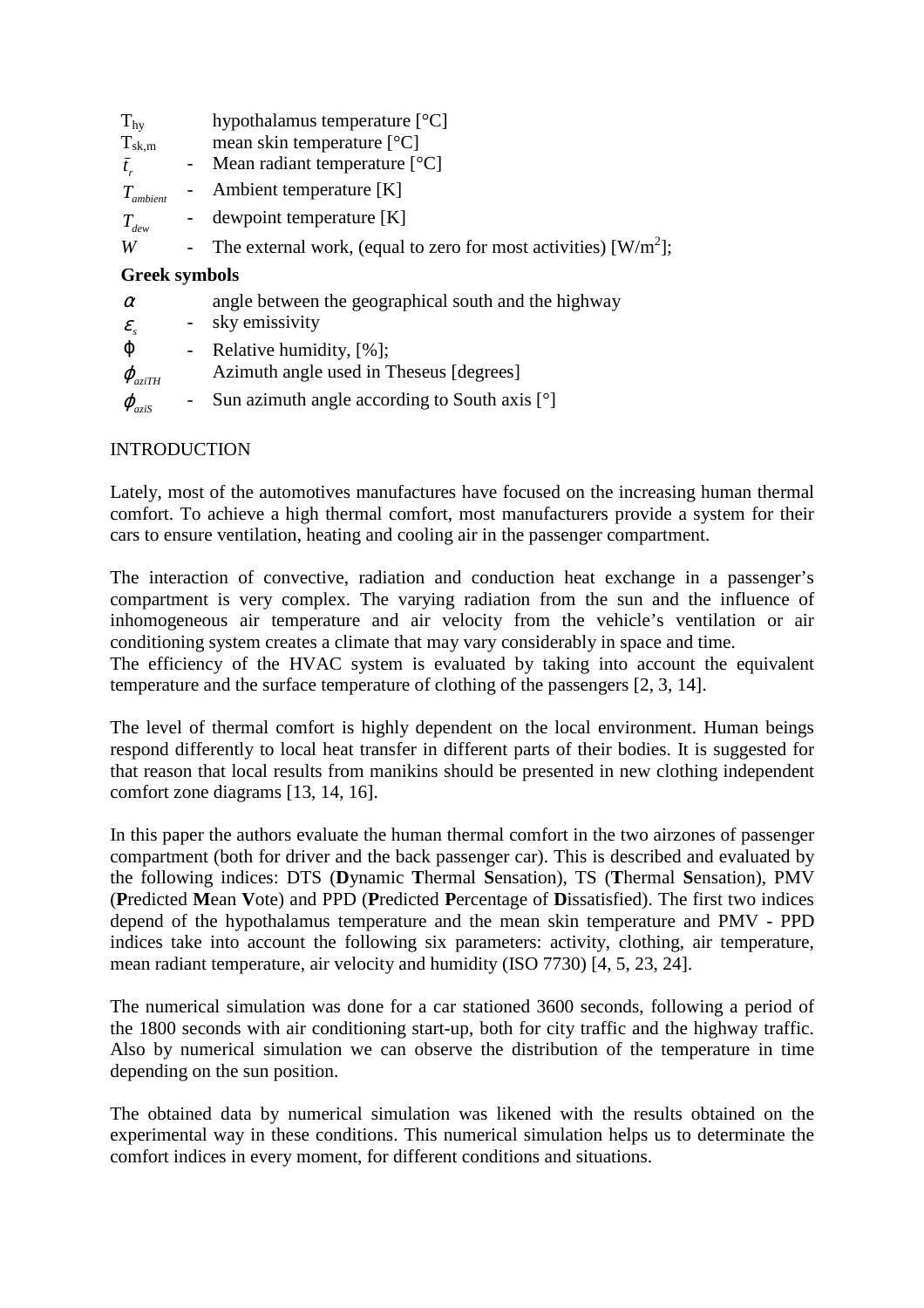| | | |
|---|---|---|
| $T_{hy}$ | | hypothalamus temperature [°C] |
| $T_{sk,m}$ | | mean skin temperature [°C] |
| $\bar{t}_r$ | - | Mean radiant temperature [°C] |
| $T_{ambient}$ | - | Ambient temperature [K] |
| $T_{dew}$ | - | dewpoint temperature [K] |
| $W$ | - | The external work, (equal to zero for most activities) [W/m$^2$]; |

**Greek symbols**

| | | |
|---|---|---|
| $\alpha$ | | angle between the geographical south and the highway |
| $\varepsilon_s$ | - | sky emissivity |
| $\varphi$ | - | Relative humidity, [%]; |
| $\phi_{aziTH}$ | | Azimuth angle used in Theseus [degrees] |
| $\phi_{aziS}$ | - | Sun azimuth angle according to South axis [°] |

## INTRODUCTION

Lately, most of the automotives manufactures have focused on the increasing human thermal comfort. To achieve a high thermal comfort, most manufacturers provide a system for their cars to ensure ventilation, heating and cooling air in the passenger compartment.

The interaction of convective, radiation and conduction heat exchange in a passenger's compartment is very complex. The varying radiation from the sun and the influence of inhomogeneous air temperature and air velocity from the vehicle's ventilation or air conditioning system creates a climate that may vary considerably in space and time.
The efficiency of the HVAC system is evaluated by taking into account the equivalent temperature and the surface temperature of clothing of the passengers [2, 3, 14].

The level of thermal comfort is highly dependent on the local environment. Human beings respond differently to local heat transfer in different parts of their bodies. It is suggested for that reason that local results from manikins should be presented in new clothing independent comfort zone diagrams [13, 14, 16].

In this paper the authors evaluate the human thermal comfort in the two airzones of passenger compartment (both for driver and the back passenger car). This is described and evaluated by the following indices: DTS (**D**ynamic **T**hermal **S**ensation), TS (**T**hermal **S**ensation), PMV (**P**redicted **M**ean **V**ote) and PPD (**P**redicted **P**ercentage of **D**issatisfied). The first two indices depend of the hypothalamus temperature and the mean skin temperature and PMV - PPD indices take into account the following six parameters: activity, clothing, air temperature, mean radiant temperature, air velocity and humidity (ISO 7730) [4, 5, 23, 24].

The numerical simulation was done for a car stationed 3600 seconds, following a period of the 1800 seconds with air conditioning start-up, both for city traffic and the highway traffic. Also by numerical simulation we can observe the distribution of the temperature in time depending on the sun position.

The obtained data by numerical simulation was likened with the results obtained on the experimental way in these conditions. This numerical simulation helps us to determinate the comfort indices in every moment, for different conditions and situations.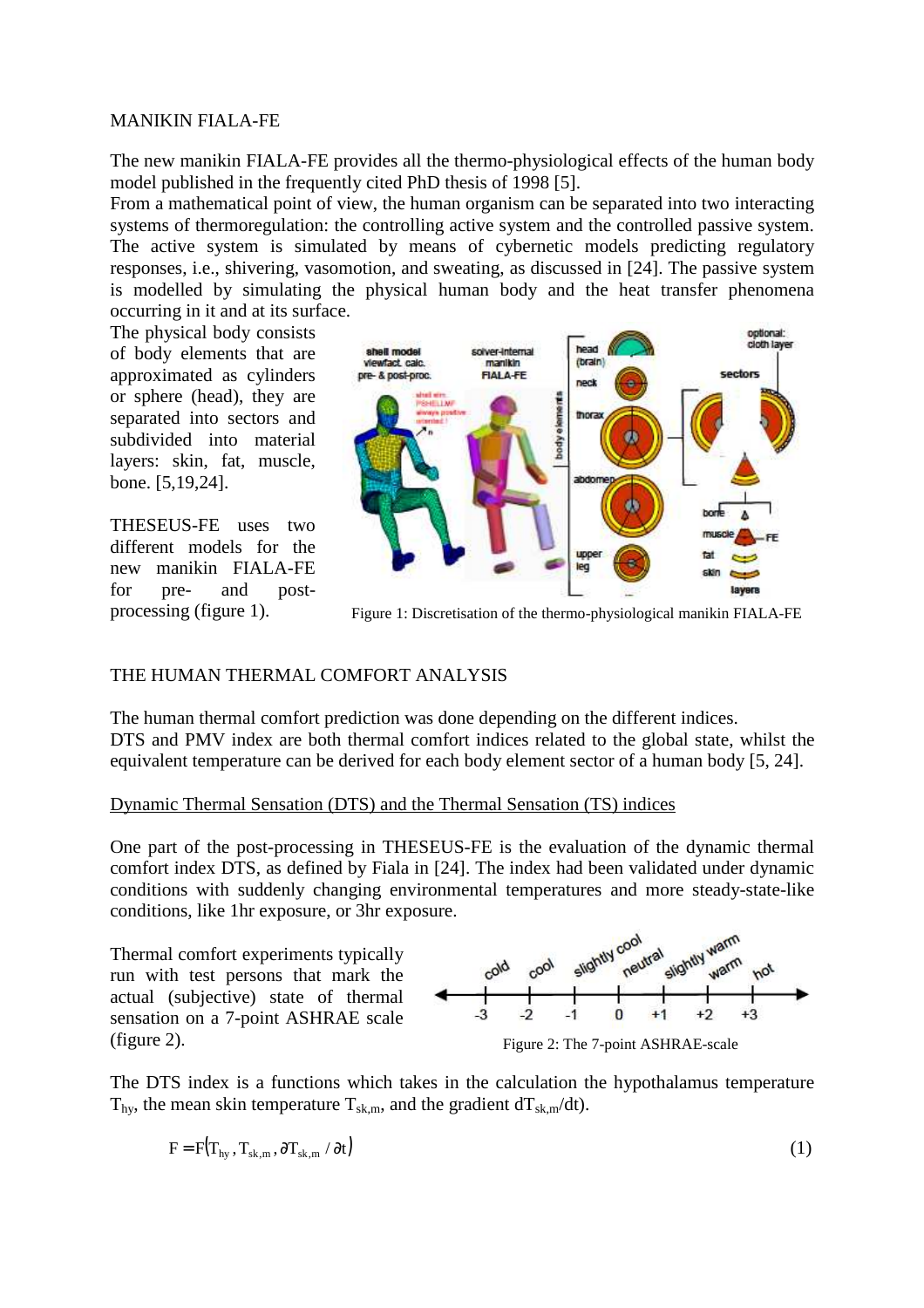MANIKIN FIALA-FE

The new manikin FIALA-FE provides all the thermo-physiological effects of the human body model published in the frequently cited PhD thesis of 1998 [5].
From a mathematical point of view, the human organism can be separated into two interacting systems of thermoregulation: the controlling active system and the controlled passive system. The active system is simulated by means of cybernetic models predicting regulatory responses, i.e., shivering, vasomotion, and sweating, as discussed in [24]. The passive system is modelled by simulating the physical human body and the heat transfer phenomena occurring in it and at its surface.
The physical body consists of body elements that are approximated as cylinders or sphere (head), they are separated into sectors and subdivided into material layers: skin, fat, muscle, bone. [5,19,24].

THESEUS-FE uses two different models for the new manikin FIALA-FE for pre- and post-processing (figure 1).

Figure 1: Discretisation of the thermo-physiological manikin FIALA-FE

THE HUMAN THERMAL COMFORT ANALYSIS

The human thermal comfort prediction was done depending on the different indices.
DTS and PMV index are both thermal comfort indices related to the global state, whilst the equivalent temperature can be derived for each body element sector of a human body [5, 24].

Dynamic Thermal Sensation (DTS) and the Thermal Sensation (TS) indices

One part of the post-processing in THESEUS-FE is the evaluation of the dynamic thermal comfort index DTS, as defined by Fiala in [24]. The index had been validated under dynamic conditions with suddenly changing environmental temperatures and more steady-state-like conditions, like 1hr exposure, or 3hr exposure.

Thermal comfort experiments typically run with test persons that mark the actual (subjective) state of thermal sensation on a 7-point ASHRAE scale (figure 2).

Figure 2: The 7-point ASHRAE-scale

The DTS index is a functions which takes in the calculation the hypothalamus temperature $T_{hy}$, the mean skin temperature $T_{sk,m}$, and the gradient $dT_{sk,m}/dt$).

$$F = F\left(T_{hy}, T_{sk,m}, \partial T_{sk,m} / \partial t\right) \tag{1}$$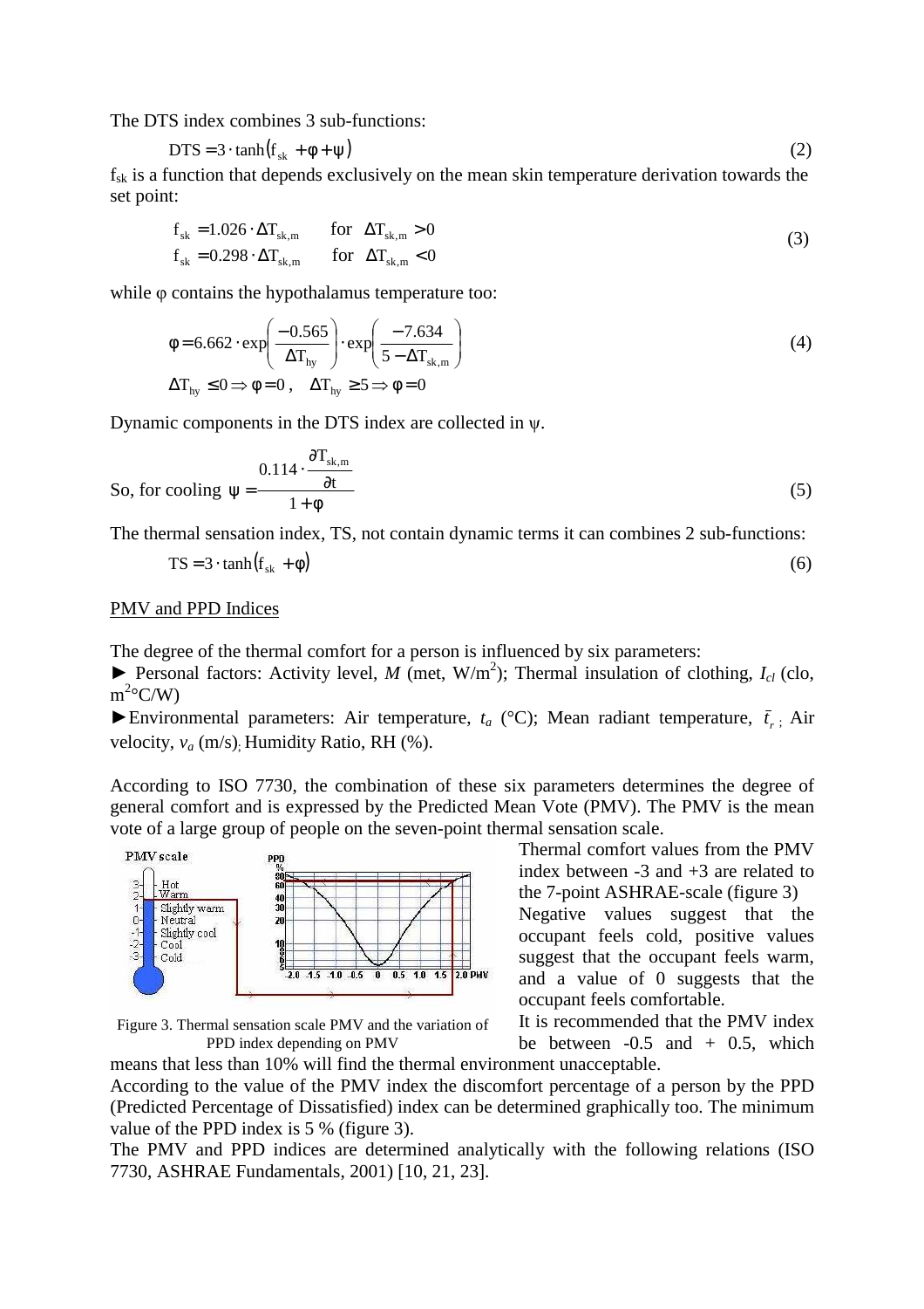The DTS index combines 3 sub-functions:

$$DTS = 3 \cdot \tanh(f_{sk} + \phi + \psi) \tag{2}$$

$f_{sk}$ is a function that depends exclusively on the mean skin temperature derivation towards the set point:

$$\begin{aligned} f_{sk} &= 1.026 \cdot \Delta T_{sk,m} \quad \text{for} \quad \Delta T_{sk,m} > 0 \\ f_{sk} &= 0.298 \cdot \Delta T_{sk,m} \quad \text{for} \quad \Delta T_{sk,m} < 0 \end{aligned} \tag{3}$$

while φ contains the hypothalamus temperature too:

$$\phi = 6.662 \cdot \exp\left(\frac{-0.565}{\Delta T_{hy}}\right) \cdot \exp\left(\frac{-7.634}{5 - \Delta T_{sk,m}}\right) \tag{4}$$

$$\Delta T_{hy} \le 0 \Rightarrow \phi = 0 , \quad \Delta T_{hy} \ge 5 \Rightarrow \phi = 0$$

Dynamic components in the DTS index are collected in ψ.

So, for cooling $$\psi = \frac{0.114 \cdot \dfrac{\partial T_{sk,m}}{\partial t}}{1 + \phi} \tag{5}$$

The thermal sensation index, TS, not contain dynamic terms it can combines 2 sub-functions:

$$TS = 3 \cdot \tanh(f_{sk} + \phi) \tag{6}$$

PMV and PPD Indices

The degree of the thermal comfort for a person is influenced by six parameters:

► Personal factors: Activity level, $M$ (met, W/m$^2$); Thermal insulation of clothing, $I_{cl}$ (clo, m$^2$°C/W)

►Environmental parameters: Air temperature, $t_a$ (°C); Mean radiant temperature, $\bar{t}_r$; Air velocity, $v_a$ (m/s); Humidity Ratio, RH (%).

According to ISO 7730, the combination of these six parameters determines the degree of general comfort and is expressed by the Predicted Mean Vote (PMV). The PMV is the mean vote of a large group of people on the seven-point thermal sensation scale.

Figure 3. Thermal sensation scale PMV and the variation of PPD index depending on PMV

Thermal comfort values from the PMV index between -3 and +3 are related to the 7-point ASHRAE-scale (figure 3)

Negative values suggest that the occupant feels cold, positive values suggest that the occupant feels warm, and a value of 0 suggests that the occupant feels comfortable.

It is recommended that the PMV index be between -0.5 and + 0.5, which means that less than 10% will find the thermal environment unacceptable.

According to the value of the PMV index the discomfort percentage of a person by the PPD (Predicted Percentage of Dissatisfied) index can be determined graphically too. The minimum value of the PPD index is 5 % (figure 3).

The PMV and PPD indices are determined analytically with the following relations (ISO 7730, ASHRAE Fundamentals, 2001) [10, 21, 23].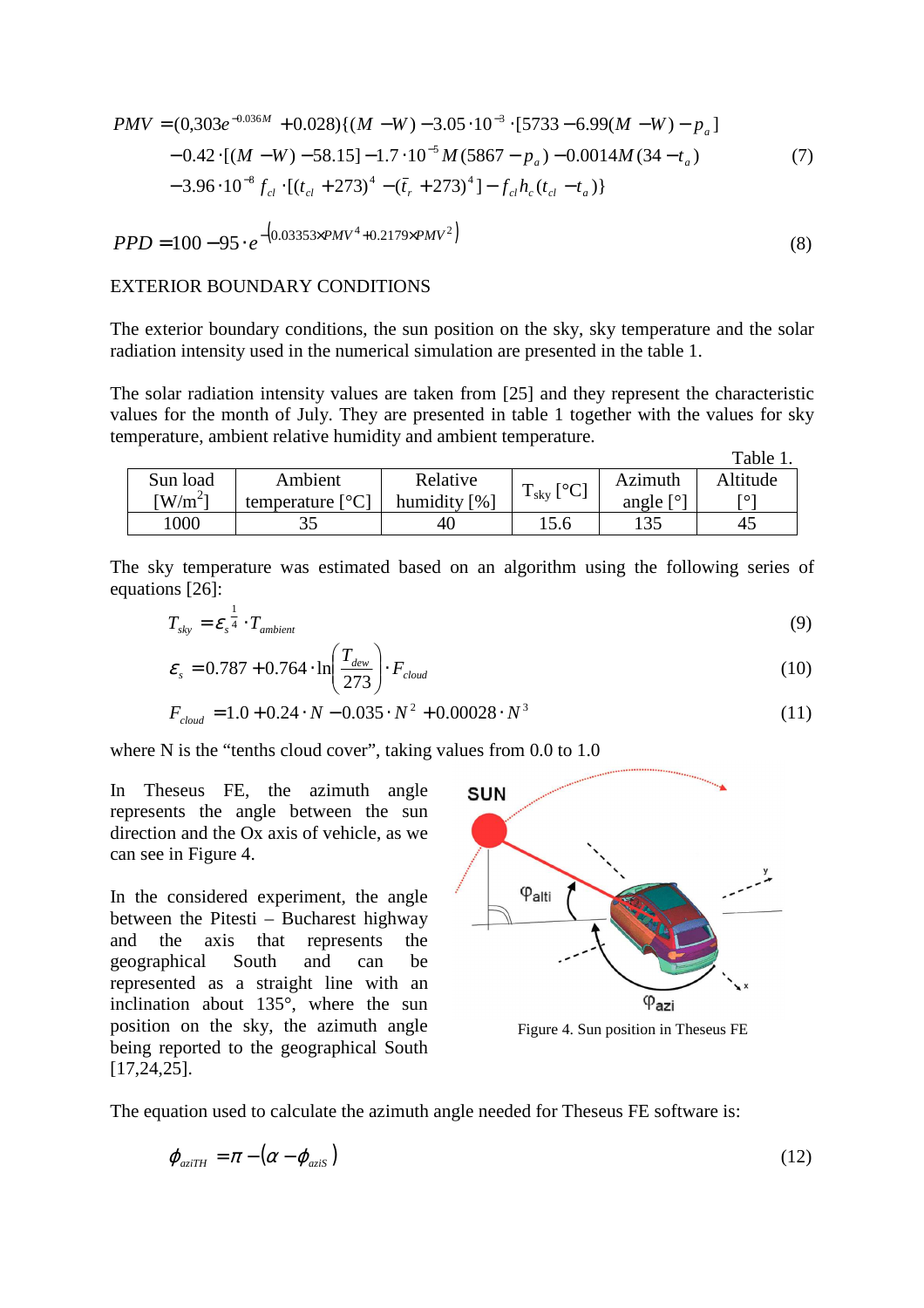$$PMV = (0{,}303 e^{-0.036M} + 0.028)\{(M - W) - 3.05\cdot 10^{-3}\cdot[5733 - 6.99(M - W) - p_a] \\ -0.42\cdot[(M - W) - 58.15] - 1.7\cdot 10^{-5} M(5867 - p_a) - 0.0014M(34 - t_a) \\ -3.96\cdot 10^{-8} f_{cl}\cdot[(t_{cl} + 273)^4 - (\bar{t}_r + 273)^4] - f_{cl} h_c (t_{cl} - t_a)\} \tag{7}$$

$$PPD = 100 - 95\cdot e^{-\left(0.03353\times PMV^4 + 0.2179\times PMV^2\right)} \tag{8}$$

## EXTERIOR BOUNDARY CONDITIONS

The exterior boundary conditions, the sun position on the sky, sky temperature and the solar radiation intensity used in the numerical simulation are presented in the table 1.

The solar radiation intensity values are taken from [25] and they represent the characteristic values for the month of July. They are presented in table 1 together with the values for sky temperature, ambient relative humidity and ambient temperature.

Table 1.

| Sun load [W/m$^2$] | Ambient temperature [°C] | Relative humidity [%] | $T_{sky}$ [°C] | Azimuth angle [°] | Altitude [°] |
|---|---|---|---|---|---|
| 1000 | 35 | 40 | 15.6 | 135 | 45 |

The sky temperature was estimated based on an algorithm using the following series of equations [26]:

$$T_{sky} = \varepsilon_s^{\frac{1}{4}} \cdot T_{ambient} \tag{9}$$

$$\varepsilon_s = 0.787 + 0.764\cdot \ln\left(\frac{T_{dew}}{273}\right)\cdot F_{cloud} \tag{10}$$

$$F_{cloud} = 1.0 + 0.24\cdot N - 0.035\cdot N^2 + 0.00028\cdot N^3 \tag{11}$$

where N is the "tenths cloud cover", taking values from 0.0 to 1.0

In Theseus FE, the azimuth angle represents the angle between the sun direction and the Ox axis of vehicle, as we can see in Figure 4.

In the considered experiment, the angle between the Pitesti – Bucharest highway and the axis that represents the geographical South and can be represented as a straight line with an inclination about 135°, where the sun position on the sky, the azimuth angle being reported to the geographical South [17,24,25].

Figure 4. Sun position in Theseus FE

The equation used to calculate the azimuth angle needed for Theseus FE software is:

$$\phi_{aziTH} = \pi - \left(\alpha - \phi_{aziS}\right) \tag{12}$$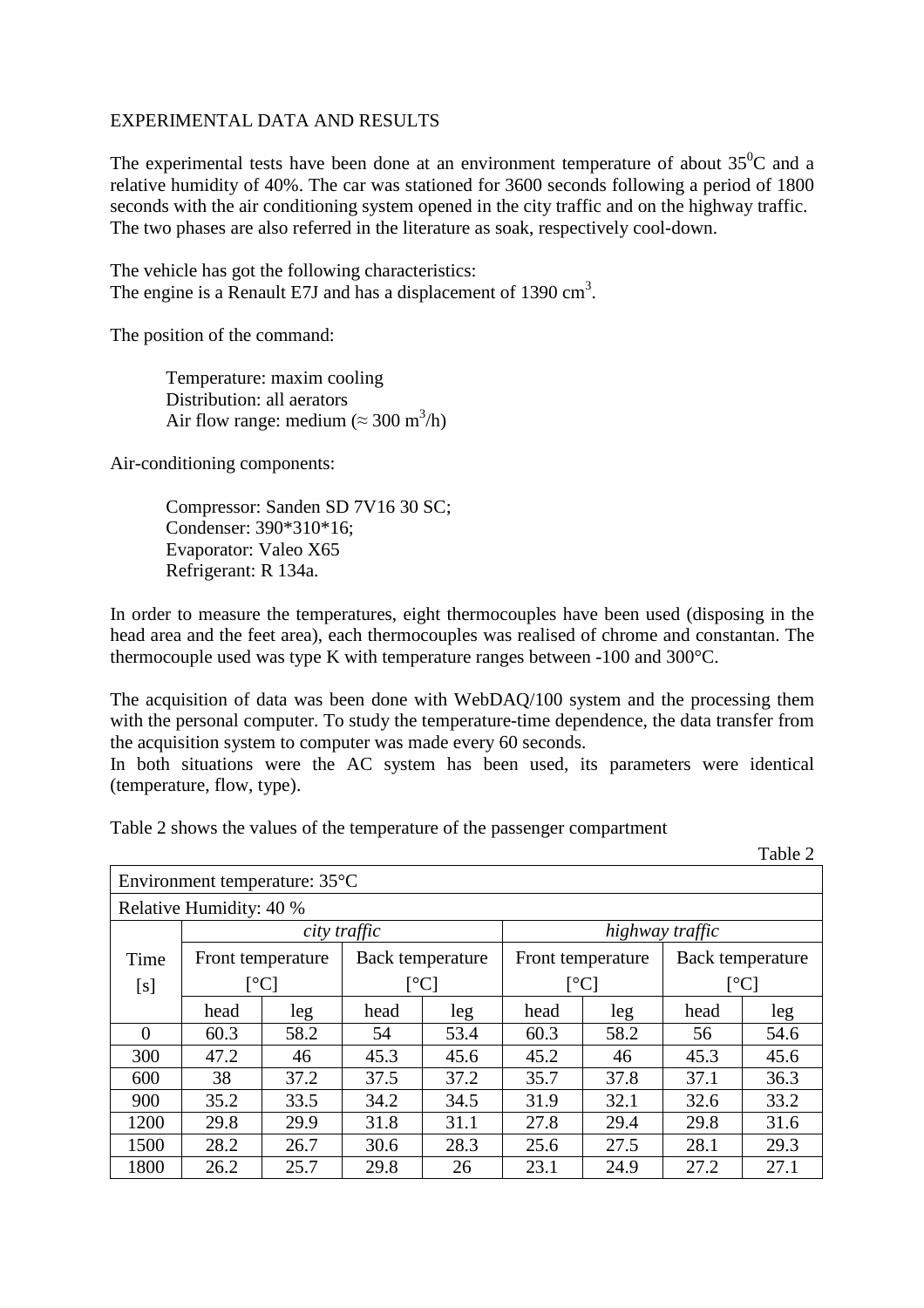EXPERIMENTAL DATA AND RESULTS

The experimental tests have been done at an environment temperature of about $35^{0}$C and a relative humidity of 40%. The car was stationed for 3600 seconds following a period of 1800 seconds with the air conditioning system opened in the city traffic and on the highway traffic. The two phases are also referred in the literature as soak, respectively cool-down.

The vehicle has got the following characteristics:
The engine is a Renault E7J and has a displacement of 1390 $cm^3$.

The position of the command:

> Temperature: maxim cooling
> Distribution: all aerators
> Air flow range: medium (≈ 300 $m^3$/h)

Air-conditioning components:

> Compressor: Sanden SD 7V16 30 SC;
> Condenser: 390*310*16;
> Evaporator: Valeo X65
> Refrigerant: R 134a.

In order to measure the temperatures, eight thermocouples have been used (disposing in the head area and the feet area), each thermocouples was realised of chrome and constantan. The thermocouple used was type K with temperature ranges between -100 and 300°C.

The acquisition of data was been done with WebDAQ/100 system and the processing them with the personal computer. To study the temperature-time dependence, the data transfer from the acquisition system to computer was made every 60 seconds.
In both situations were the AC system has been used, its parameters were identical (temperature, flow, type).

Table 2 shows the values of the temperature of the passenger compartment

Table 2

| Environment temperature: 35°C | | | | | | | | |
|---|---|---|---|---|---|---|---|---|
| Relative Humidity: 40 % | | | | | | | | |
| | *city traffic* | | | | *highway traffic* | | | |
| Time [s] | Front temperature [°C] | | Back temperature [°C] | | Front temperature [°C] | | Back temperature [°C] | |
| | head | leg | head | leg | head | leg | head | leg |
| 0 | 60.3 | 58.2 | 54 | 53.4 | 60.3 | 58.2 | 56 | 54.6 |
| 300 | 47.2 | 46 | 45.3 | 45.6 | 45.2 | 46 | 45.3 | 45.6 |
| 600 | 38 | 37.2 | 37.5 | 37.2 | 35.7 | 37.8 | 37.1 | 36.3 |
| 900 | 35.2 | 33.5 | 34.2 | 34.5 | 31.9 | 32.1 | 32.6 | 33.2 |
| 1200 | 29.8 | 29.9 | 31.8 | 31.1 | 27.8 | 29.4 | 29.8 | 31.6 |
| 1500 | 28.2 | 26.7 | 30.6 | 28.3 | 25.6 | 27.5 | 28.1 | 29.3 |
| 1800 | 26.2 | 25.7 | 29.8 | 26 | 23.1 | 24.9 | 27.2 | 27.1 |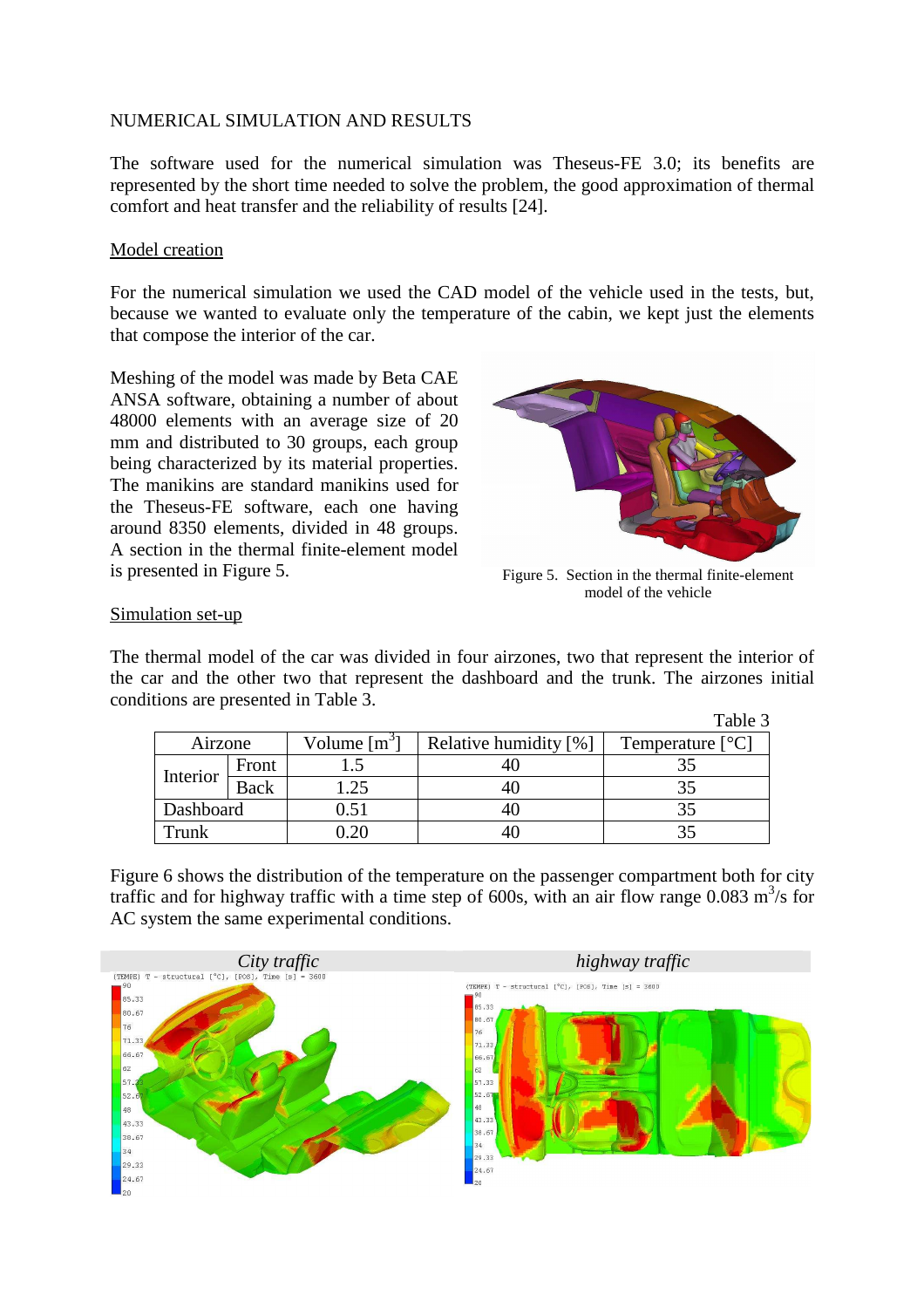NUMERICAL SIMULATION AND RESULTS

The software used for the numerical simulation was Theseus-FE 3.0; its benefits are represented by the short time needed to solve the problem, the good approximation of thermal comfort and heat transfer and the reliability of results [24].

Model creation

For the numerical simulation we used the CAD model of the vehicle used in the tests, but, because we wanted to evaluate only the temperature of the cabin, we kept just the elements that compose the interior of the car.

Meshing of the model was made by Beta CAE ANSA software, obtaining a number of about 48000 elements with an average size of 20 mm and distributed to 30 groups, each group being characterized by its material properties. The manikins are standard manikins used for the Theseus-FE software, each one having around 8350 elements, divided in 48 groups. A section in the thermal finite-element model is presented in Figure 5.

Figure 5. Section in the thermal finite-element model of the vehicle

Simulation set-up

The thermal model of the car was divided in four airzones, two that represent the interior of the car and the other two that represent the dashboard and the trunk. The airzones initial conditions are presented in Table 3.

Table 3

| Airzone | | Volume [$m^3$] | Relative humidity [%] | Temperature [°C] |
|---|---|---|---|---|
| Interior | Front | 1.5 | 40 | 35 |
| | Back | 1.25 | 40 | 35 |
| Dashboard | | 0.51 | 40 | 35 |
| Trunk | | 0.20 | 40 | 35 |

Figure 6 shows the distribution of the temperature on the passenger compartment both for city traffic and for highway traffic with a time step of 600s, with an air flow range 0.083 $m^3/s$ for AC system the same experimental conditions.

*City traffic* | *highway traffic*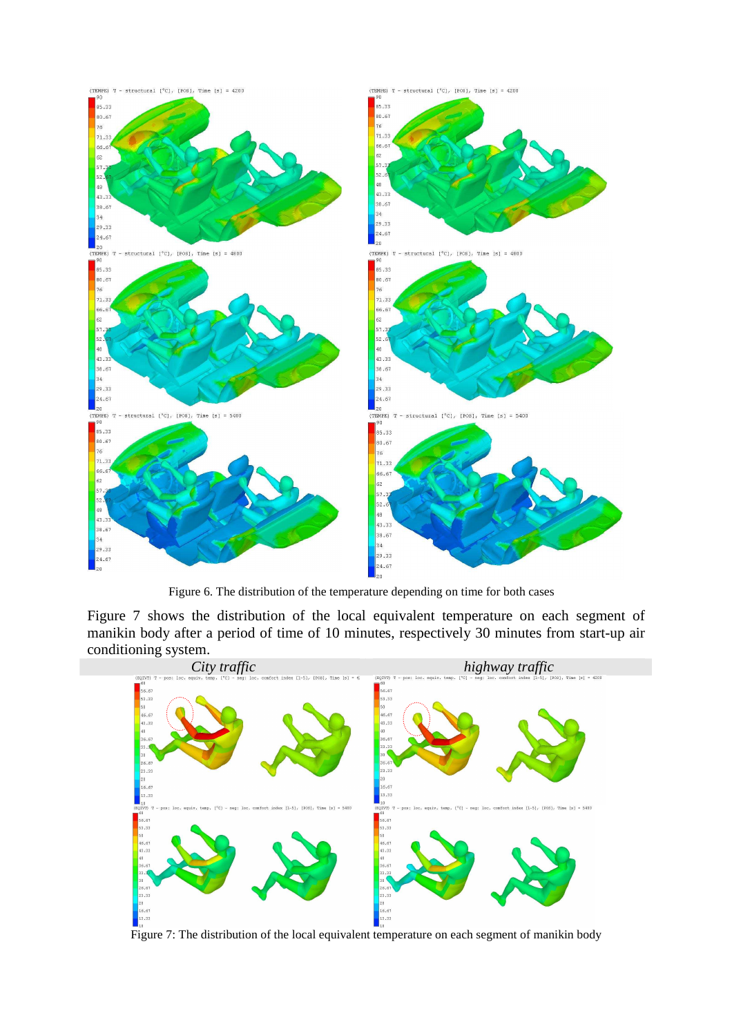Figure 6. The distribution of the temperature depending on time for both cases

Figure 7 shows the distribution of the local equivalent temperature on each segment of manikin body after a period of time of 10 minutes, respectively 30 minutes from start-up air conditioning system.

Figure 7: The distribution of the local equivalent temperature on each segment of manikin body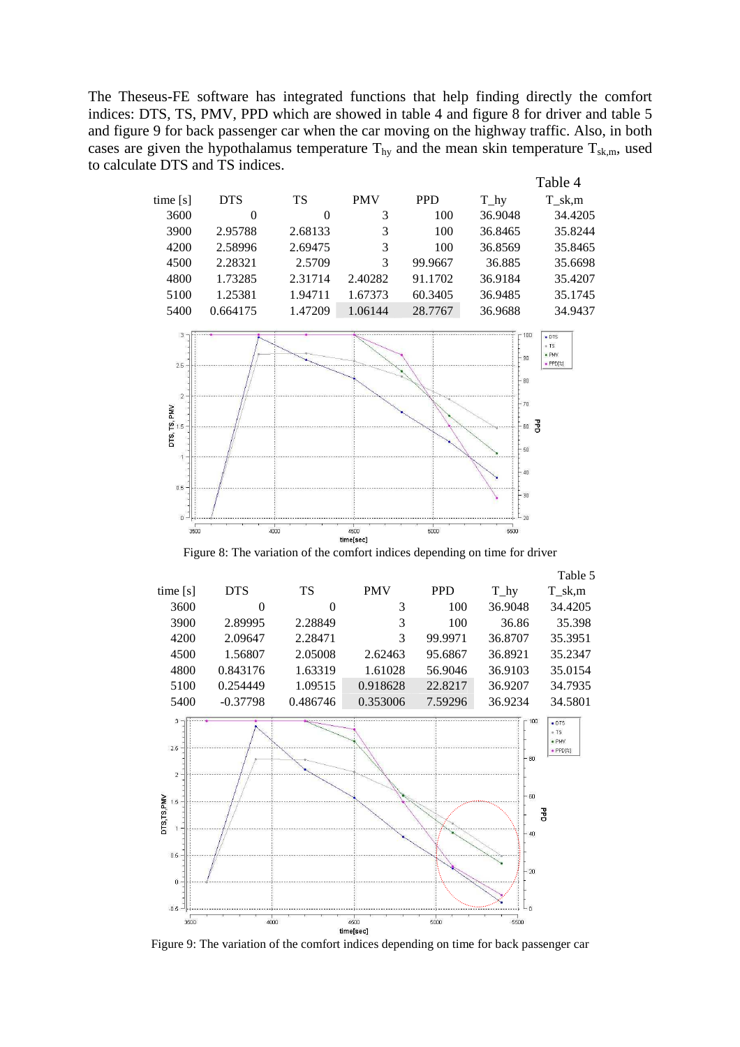The Theseus-FE software has integrated functions that help finding directly the comfort indices: DTS, TS, PMV, PPD which are showed in table 4 and figure 8 for driver and table 5 and figure 9 for back passenger car when the car moving on the highway traffic. Also, in both cases are given the hypothalamus temperature $T_{hy}$ and the mean skin temperature $T_{sk,m}$, used to calculate DTS and TS indices.

Table 4

| time [s] | DTS | TS | PMV | PPD | T_hy | T_sk,m |
|---|---|---|---|---|---|---|
| 3600 | 0 | 0 | 3 | 100 | 36.9048 | 34.4205 |
| 3900 | 2.95788 | 2.68133 | 3 | 100 | 36.8465 | 35.8244 |
| 4200 | 2.58996 | 2.69475 | 3 | 100 | 36.8569 | 35.8465 |
| 4500 | 2.28321 | 2.5709 | 3 | 99.9667 | 36.885 | 35.6698 |
| 4800 | 1.73285 | 2.31714 | 2.40282 | 91.1702 | 36.9184 | 35.4207 |
| 5100 | 1.25381 | 1.94711 | 1.67373 | 60.3405 | 36.9485 | 35.1745 |
| 5400 | 0.664175 | 1.47209 | 1.06144 | 28.7767 | 36.9688 | 34.9437 |

Figure 8: The variation of the comfort indices depending on time for driver

Table 5

| time [s] | DTS | TS | PMV | PPD | T_hy | T_sk,m |
|---|---|---|---|---|---|---|
| 3600 | 0 | 0 | 3 | 100 | 36.9048 | 34.4205 |
| 3900 | 2.89995 | 2.28849 | 3 | 100 | 36.86 | 35.398 |
| 4200 | 2.09647 | 2.28471 | 3 | 99.9971 | 36.8707 | 35.3951 |
| 4500 | 1.56807 | 2.05008 | 2.62463 | 95.6867 | 36.8921 | 35.2347 |
| 4800 | 0.843176 | 1.63319 | 1.61028 | 56.9046 | 36.9103 | 35.0154 |
| 5100 | 0.254449 | 1.09515 | 0.918628 | 22.8217 | 36.9207 | 34.7935 |
| 5400 | -0.37798 | 0.486746 | 0.353006 | 7.59296 | 36.9234 | 34.5801 |

Figure 9: The variation of the comfort indices depending on time for back passenger car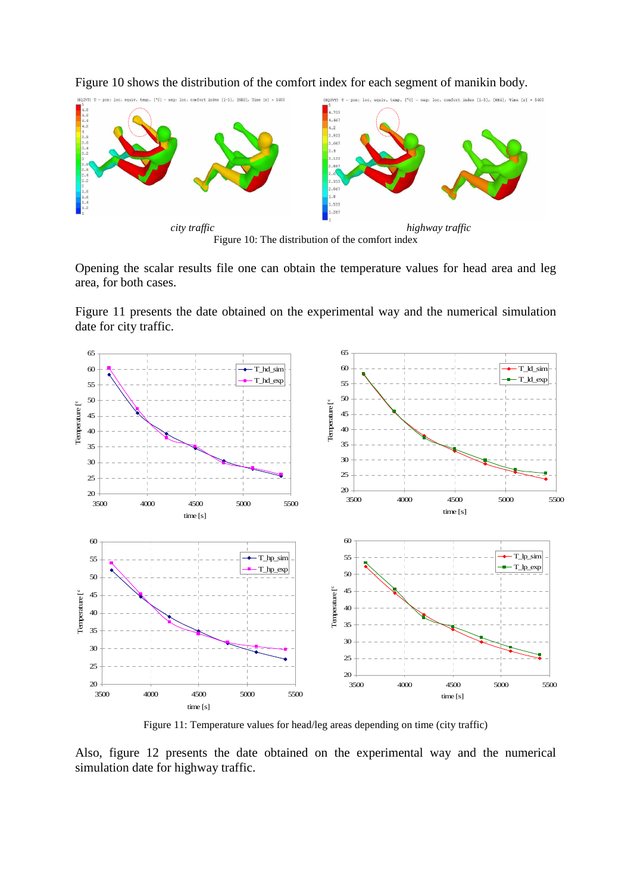Figure 10 shows the distribution of the comfort index for each segment of manikin body.

*city traffic* *highway traffic*

Figure 10: The distribution of the comfort index

Opening the scalar results file one can obtain the temperature values for head area and leg area, for both cases.

Figure 11 presents the date obtained on the experimental way and the numerical simulation date for city traffic.

Figure 11: Temperature values for head/leg areas depending on time (city traffic)

Also, figure 12 presents the date obtained on the experimental way and the numerical simulation date for highway traffic.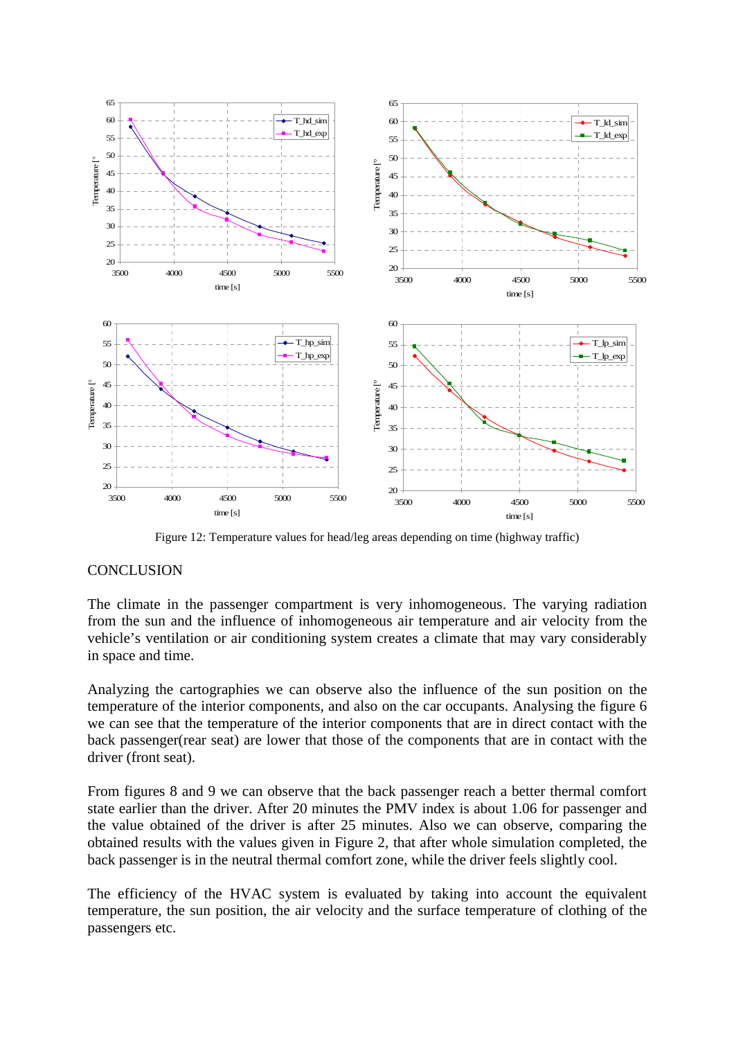Figure 12: Temperature values for head/leg areas depending on time (highway traffic)

## CONCLUSION

The climate in the passenger compartment is very inhomogeneous. The varying radiation from the sun and the influence of inhomogeneous air temperature and air velocity from the vehicle's ventilation or air conditioning system creates a climate that may vary considerably in space and time.

Analyzing the cartographies we can observe also the influence of the sun position on the temperature of the interior components, and also on the car occupants. Analysing the figure 6 we can see that the temperature of the interior components that are in direct contact with the back passenger(rear seat) are lower that those of the components that are in contact with the driver (front seat).

From figures 8 and 9 we can observe that the back passenger reach a better thermal comfort state earlier than the driver. After 20 minutes the PMV index is about 1.06 for passenger and the value obtained of the driver is after 25 minutes. Also we can observe, comparing the obtained results with the values given in Figure 2, that after whole simulation completed, the back passenger is in the neutral thermal comfort zone, while the driver feels slightly cool.

The efficiency of the HVAC system is evaluated by taking into account the equivalent temperature, the sun position, the air velocity and the surface temperature of clothing of the passengers etc.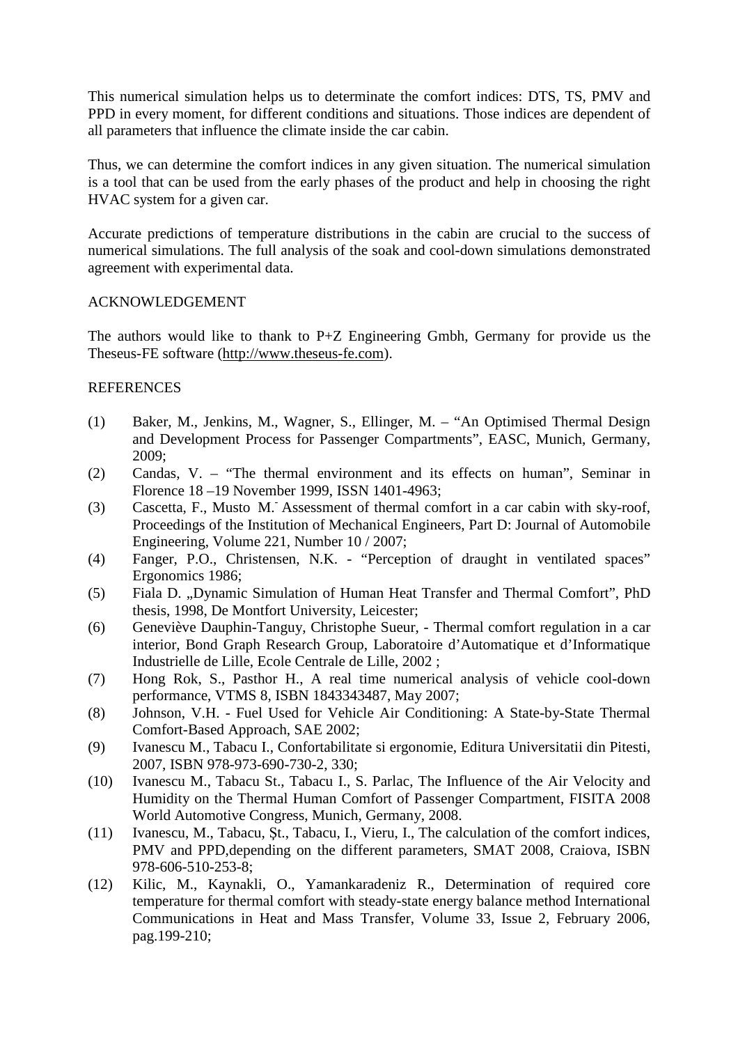This numerical simulation helps us to determinate the comfort indices: DTS, TS, PMV and PPD in every moment, for different conditions and situations. Those indices are dependent of all parameters that influence the climate inside the car cabin.

Thus, we can determine the comfort indices in any given situation. The numerical simulation is a tool that can be used from the early phases of the product and help in choosing the right HVAC system for a given car.

Accurate predictions of temperature distributions in the cabin are crucial to the success of numerical simulations. The full analysis of the soak and cool-down simulations demonstrated agreement with experimental data.

## ACKNOWLEDGEMENT

The authors would like to thank to P+Z Engineering Gmbh, Germany for provide us the Theseus-FE software (http://www.theseus-fe.com).

## REFERENCES

(1) Baker, M., Jenkins, M., Wagner, S., Ellinger, M. – "An Optimised Thermal Design and Development Process for Passenger Compartments", EASC, Munich, Germany, 2009;

(2) Candas, V. – "The thermal environment and its effects on human", Seminar in Florence 18 –19 November 1999, ISSN 1401-4963;

(3) Cascetta, F., Musto M.- Assessment of thermal comfort in a car cabin with sky-roof, Proceedings of the Institution of Mechanical Engineers, Part D: Journal of Automobile Engineering, Volume 221, Number 10 / 2007;

(4) Fanger, P.O., Christensen, N.K. - "Perception of draught in ventilated spaces" Ergonomics 1986;

(5) Fiala D. „Dynamic Simulation of Human Heat Transfer and Thermal Comfort", PhD thesis, 1998, De Montfort University, Leicester;

(6) Geneviève Dauphin-Tanguy, Christophe Sueur, - Thermal comfort regulation in a car interior, Bond Graph Research Group, Laboratoire d'Automatique et d'Informatique Industrielle de Lille, Ecole Centrale de Lille, 2002 ;

(7) Hong Rok, S., Pasthor H., A real time numerical analysis of vehicle cool-down performance, VTMS 8, ISBN 1843343487, May 2007;

(8) Johnson, V.H. - Fuel Used for Vehicle Air Conditioning: A State-by-State Thermal Comfort-Based Approach, SAE 2002;

(9) Ivanescu M., Tabacu I., Confortabilitate si ergonomie, Editura Universitatii din Pitesti, 2007, ISBN 978-973-690-730-2, 330;

(10) Ivanescu M., Tabacu St., Tabacu I., S. Parlac, The Influence of the Air Velocity and Humidity on the Thermal Human Comfort of Passenger Compartment, FISITA 2008 World Automotive Congress, Munich, Germany, 2008.

(11) Ivanescu, M., Tabacu, Șt., Tabacu, I., Vieru, I., The calculation of the comfort indices, PMV and PPD,depending on the different parameters, SMAT 2008, Craiova, ISBN 978-606-510-253-8;

(12) Kilic, M., Kaynakli, O., Yamankaradeniz R., Determination of required core temperature for thermal comfort with steady-state energy balance method International Communications in Heat and Mass Transfer, Volume 33, Issue 2, February 2006, pag.199-210;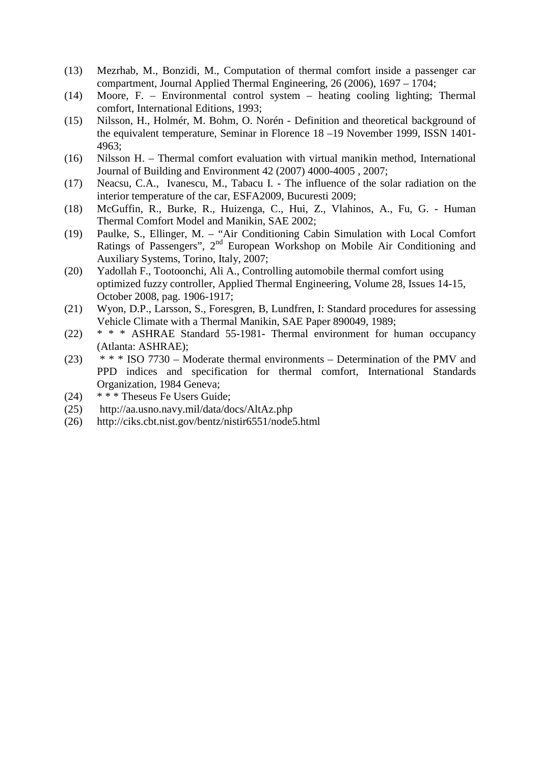(13) Mezrhab, M., Bonzidi, M., Computation of thermal comfort inside a passenger car compartment, Journal Applied Thermal Engineering, 26 (2006), 1697 – 1704;

(14) Moore, F. – Environmental control system – heating cooling lighting; Thermal comfort, International Editions, 1993;

(15) Nilsson, H., Holmér, M. Bohm, O. Norén - Definition and theoretical background of the equivalent temperature, Seminar in Florence 18 –19 November 1999, ISSN 1401-4963;

(16) Nilsson H. – Thermal comfort evaluation with virtual manikin method, International Journal of Building and Environment 42 (2007) 4000-4005 , 2007;

(17) Neacsu, C.A., Ivanescu, M., Tabacu I. - The influence of the solar radiation on the interior temperature of the car, ESFA2009, Bucuresti 2009;

(18) McGuffin, R., Burke, R., Huizenga, C., Hui, Z., Vlahinos, A., Fu, G. - Human Thermal Comfort Model and Manikin, SAE 2002;

(19) Paulke, S., Ellinger, M. – "Air Conditioning Cabin Simulation with Local Comfort Ratings of Passengers", 2nd European Workshop on Mobile Air Conditioning and Auxiliary Systems, Torino, Italy, 2007;

(20) Yadollah F., Tootoonchi, Ali A., Controlling automobile thermal comfort using optimized fuzzy controller, Applied Thermal Engineering, Volume 28, Issues 14-15, October 2008, pag. 1906-1917;

(21) Wyon, D.P., Larsson, S., Foresgren, B, Lundfren, I: Standard procedures for assessing Vehicle Climate with a Thermal Manikin, SAE Paper 890049, 1989;

(22) * * * ASHRAE Standard 55-1981- Thermal environment for human occupancy (Atlanta: ASHRAE);

(23) * * * ISO 7730 – Moderate thermal environments – Determination of the PMV and PPD indices and specification for thermal comfort, International Standards Organization, 1984 Geneva;

(24) * * * Theseus Fe Users Guide;

(25) http://aa.usno.navy.mil/data/docs/AltAz.php

(26) http://ciks.cbt.nist.gov/bentz/nistir6551/node5.html